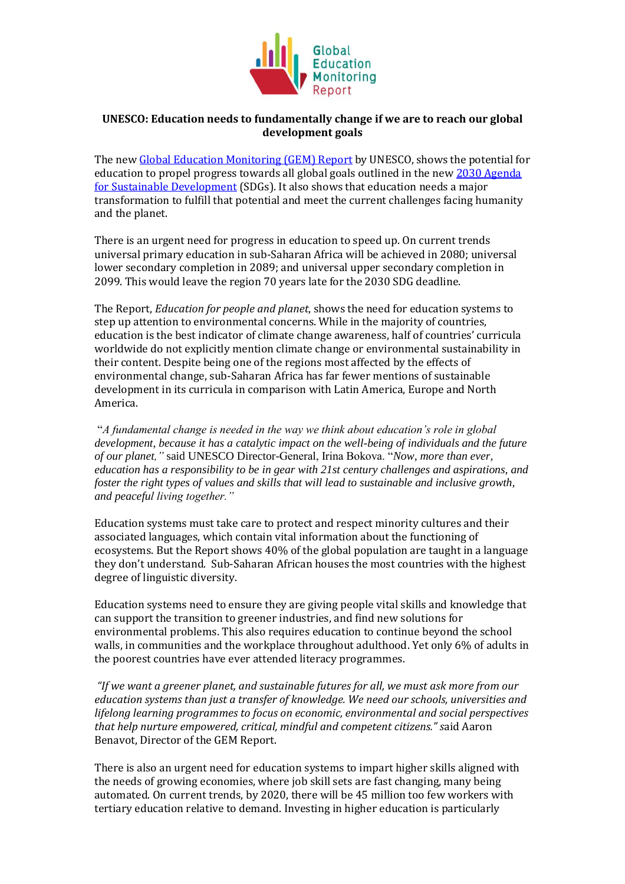Global Education Monitoring Report

**UNESCO: Education needs to fundamentally change if we are to reach our global development goals**

The new [Global Education Monitoring (GEM) Report](#) by UNESCO, shows the potential for education to propel progress towards all global goals outlined in the new [2030 Agenda for Sustainable Development](#) (SDGs). It also shows that education needs a major transformation to fulfill that potential and meet the current challenges facing humanity and the planet.

There is an urgent need for progress in education to speed up. On current trends universal primary education in sub-Saharan Africa will be achieved in 2080; universal lower secondary completion in 2089; and universal upper secondary completion in 2099. This would leave the region 70 years late for the 2030 SDG deadline.

The Report, *Education for people and planet*, shows the need for education systems to step up attention to environmental concerns. While in the majority of countries, education is the best indicator of climate change awareness, half of countries' curricula worldwide do not explicitly mention climate change or environmental sustainability in their content. Despite being one of the regions most affected by the effects of environmental change, sub-Saharan Africa has far fewer mentions of sustainable development in its curricula in comparison with Latin America, Europe and North America.

"*A fundamental change is needed in the way we think about education's role in global development, because it has a catalytic impact on the well-being of individuals and the future of our planet,"* said UNESCO Director-General, Irina Bokova. "*Now, more than ever, education has a responsibility to be in gear with 21st century challenges and aspirations, and foster the right types of values and skills that will lead to sustainable and inclusive growth, and peaceful living together."*

Education systems must take care to protect and respect minority cultures and their associated languages, which contain vital information about the functioning of ecosystems. But the Report shows 40% of the global population are taught in a language they don't understand. Sub-Saharan African houses the most countries with the highest degree of linguistic diversity.

Education systems need to ensure they are giving people vital skills and knowledge that can support the transition to greener industries, and find new solutions for environmental problems. This also requires education to continue beyond the school walls, in communities and the workplace throughout adulthood. Yet only 6% of adults in the poorest countries have ever attended literacy programmes.

*"If we want a greener planet, and sustainable futures for all, we must ask more from our education systems than just a transfer of knowledge. We need our schools, universities and lifelong learning programmes to focus on economic, environmental and social perspectives that help nurture empowered, critical, mindful and competent citizens."* said Aaron Benavot, Director of the GEM Report.

There is also an urgent need for education systems to impart higher skills aligned with the needs of growing economies, where job skill sets are fast changing, many being automated. On current trends, by 2020, there will be 45 million too few workers with tertiary education relative to demand. Investing in higher education is particularly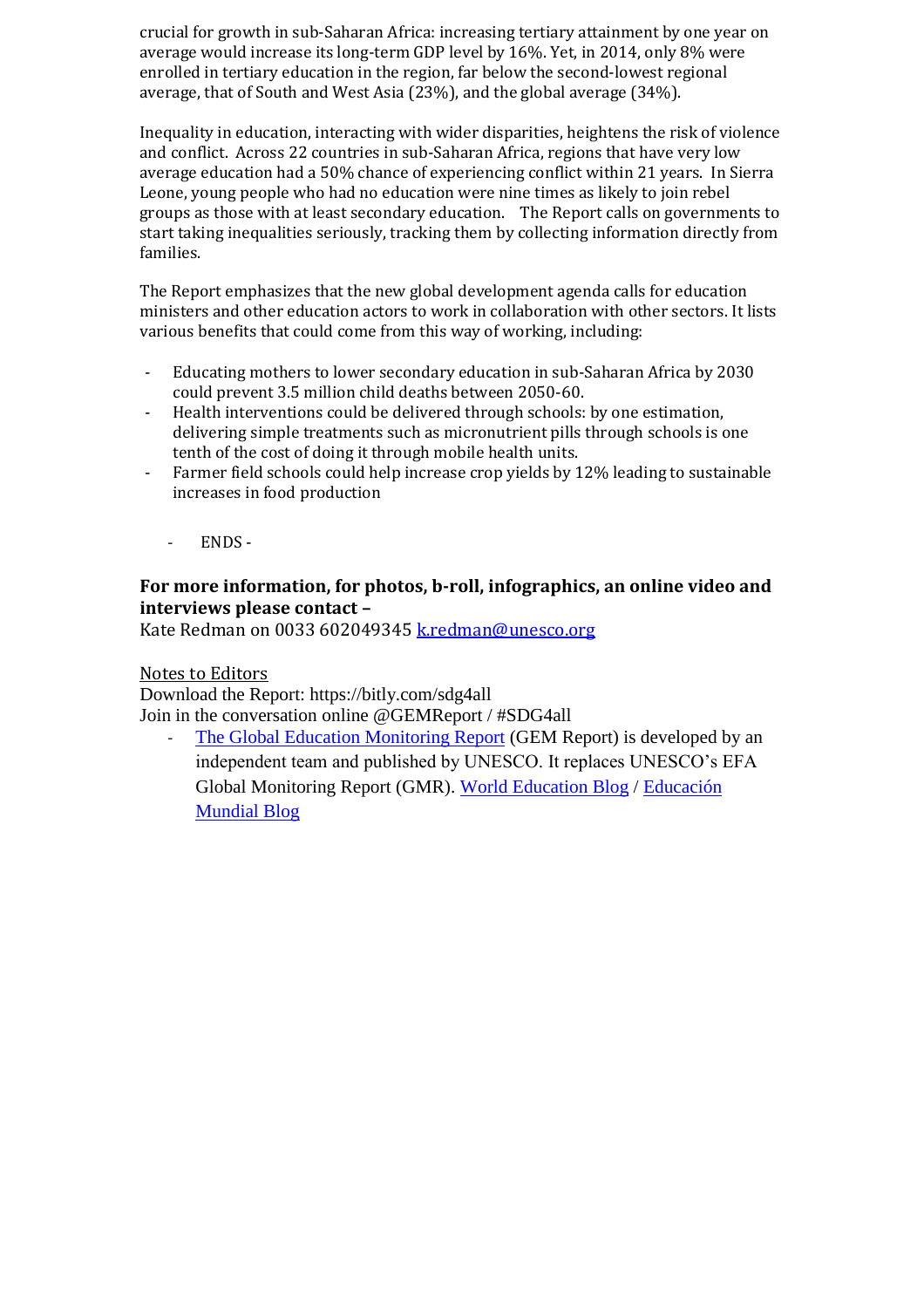crucial for growth in sub-Saharan Africa: increasing tertiary attainment by one year on average would increase its long-term GDP level by 16%. Yet, in 2014, only 8% were enrolled in tertiary education in the region, far below the second-lowest regional average, that of South and West Asia (23%), and the global average (34%).

Inequality in education, interacting with wider disparities, heightens the risk of violence and conflict. Across 22 countries in sub-Saharan Africa, regions that have very low average education had a 50% chance of experiencing conflict within 21 years. In Sierra Leone, young people who had no education were nine times as likely to join rebel groups as those with at least secondary education. The Report calls on governments to start taking inequalities seriously, tracking them by collecting information directly from families.

The Report emphasizes that the new global development agenda calls for education ministers and other education actors to work in collaboration with other sectors. It lists various benefits that could come from this way of working, including:

- Educating mothers to lower secondary education in sub-Saharan Africa by 2030 could prevent 3.5 million child deaths between 2050-60.
- Health interventions could be delivered through schools: by one estimation, delivering simple treatments such as micronutrient pills through schools is one tenth of the cost of doing it through mobile health units.
- Farmer field schools could help increase crop yields by 12% leading to sustainable increases in food production

- ENDS -

**For more information, for photos, b-roll, infographics, an online video and interviews please contact –**

Kate Redman on 0033 602049345 k.redman@unesco.org

Notes to Editors

Download the Report: https://bitly.com/sdg4all

Join in the conversation online @GEMReport / #SDG4all

- The Global Education Monitoring Report (GEM Report) is developed by an independent team and published by UNESCO. It replaces UNESCO's EFA Global Monitoring Report (GMR). World Education Blog / Educación Mundial Blog